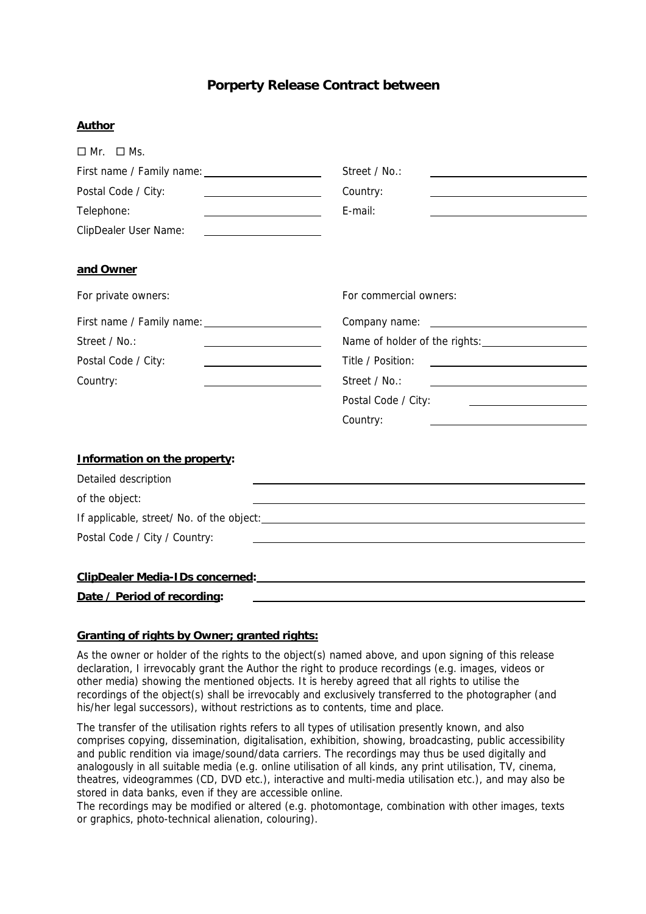# Porperty Release Contract between

**Author**

☐ Mr. ☐ Ms.

First name / Family name: \_\_\_\_\_\_\_\_\_\_\_\_\_\_\_\_\_\_\_\_

Street / No.: \_\_\_\_\_\_\_\_\_\_\_\_\_\_\_\_\_\_\_\_

Postal Code / City: \_\_\_\_\_\_\_\_\_\_\_\_\_\_\_\_\_\_\_\_

Country: \_\_\_\_\_\_\_\_\_\_\_\_\_\_\_\_\_\_\_\_

Telephone: \_\_\_\_\_\_\_\_\_\_\_\_\_\_\_\_\_\_\_\_

E-mail: \_\_\_\_\_\_\_\_\_\_\_\_\_\_\_\_\_\_\_\_

ClipDealer User Name: \_\_\_\_\_\_\_\_\_\_\_\_\_\_\_\_\_\_\_\_

**and Owner**

For private owners:

First name / Family name: \_\_\_\_\_\_\_\_\_\_\_\_\_\_\_\_\_\_\_\_

Street / No.: \_\_\_\_\_\_\_\_\_\_\_\_\_\_\_\_\_\_\_\_

Postal Code / City: \_\_\_\_\_\_\_\_\_\_\_\_\_\_\_\_\_\_\_\_

Country: \_\_\_\_\_\_\_\_\_\_\_\_\_\_\_\_\_\_\_\_

For commercial owners:

Company name: \_\_\_\_\_\_\_\_\_\_\_\_\_\_\_\_\_\_\_\_

Name of holder of the rights: \_\_\_\_\_\_\_\_\_\_\_\_\_\_\_\_\_\_\_\_

Title / Position: \_\_\_\_\_\_\_\_\_\_\_\_\_\_\_\_\_\_\_\_

Street / No.: \_\_\_\_\_\_\_\_\_\_\_\_\_\_\_\_\_\_\_\_

Postal Code / City: \_\_\_\_\_\_\_\_\_\_\_\_\_\_\_\_\_\_\_\_

Country: \_\_\_\_\_\_\_\_\_\_\_\_\_\_\_\_\_\_\_\_

**Information on the property:**

Detailed description of the object: \_\_\_\_\_\_\_\_\_\_\_\_\_\_\_\_\_\_\_\_

If applicable, street/ No. of the object: \_\_\_\_\_\_\_\_\_\_\_\_\_\_\_\_\_\_\_\_

Postal Code / City / Country: \_\_\_\_\_\_\_\_\_\_\_\_\_\_\_\_\_\_\_\_

**ClipDealer Media-IDs concerned:** \_\_\_\_\_\_\_\_\_\_\_\_\_\_\_\_\_\_\_\_

**Date / Period of recording:** \_\_\_\_\_\_\_\_\_\_\_\_\_\_\_\_\_\_\_\_

**Granting of rights by Owner; granted rights:**

As the owner or holder of the rights to the object(s) named above, and upon signing of this release declaration, I irrevocably grant the Author the right to produce recordings (e.g. images, videos or other media) showing the mentioned objects. It is hereby agreed that all rights to utilise the recordings of the object(s) shall be irrevocably and exclusively transferred to the photographer (and his/her legal successors), without restrictions as to contents, time and place.

The transfer of the utilisation rights refers to all types of utilisation presently known, and also comprises copying, dissemination, digitalisation, exhibition, showing, broadcasting, public accessibility and public rendition via image/sound/data carriers. The recordings may thus be used digitally and analogously in all suitable media (e.g. online utilisation of all kinds, any print utilisation, TV, cinema, theatres, videogrammes (CD, DVD etc.), interactive and multi-media utilisation etc.), and may also be stored in data banks, even if they are accessible online.
The recordings may be modified or altered (e.g. photomontage, combination with other images, texts or graphics, photo-technical alienation, colouring).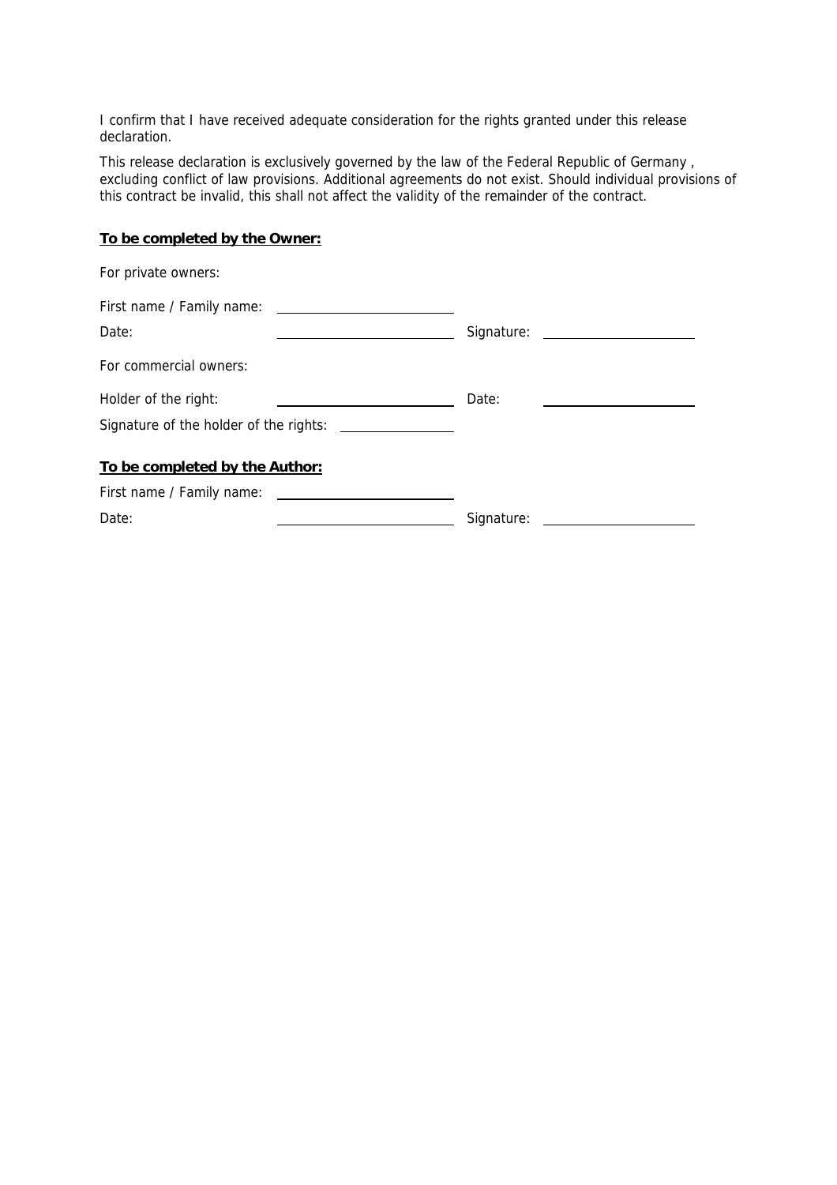I confirm that I have received adequate consideration for the rights granted under this release declaration.

This release declaration is exclusively governed by the law of the Federal Republic of Germany , excluding conflict of law provisions. Additional agreements do not exist. Should individual provisions of this contract be invalid, this shall not affect the validity of the remainder of the contract.

**To be completed by the Owner:**

For private owners:

First name / Family name: ______________________

Date: ______________________ Signature: ______________________

For commercial owners:

Holder of the right: ______________________ Date: ______________________

Signature of the holder of the rights: ______________

**To be completed by the Author:**

First name / Family name: ______________________

Date: ______________________ Signature: ______________________